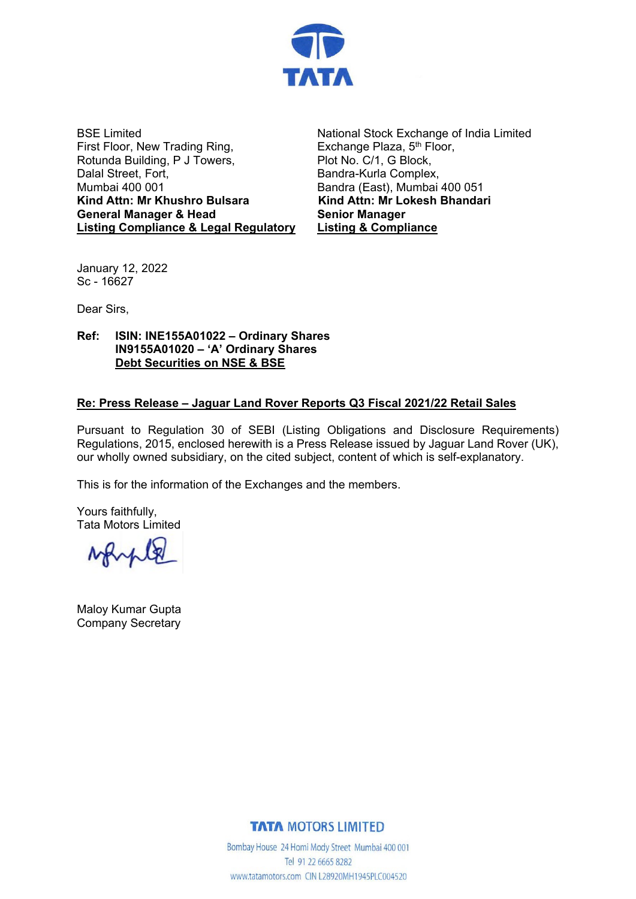BSE Limited
First Floor, New Trading Ring,
Rotunda Building, P J Towers,
Dalal Street, Fort,
Mumbai 400 001
**Kind Attn: Mr Khushro Bulsara**
**General Manager & Head**
**Listing Compliance & Legal Regulatory**

National Stock Exchange of India Limited
Exchange Plaza, 5th Floor,
Plot No. C/1, G Block,
Bandra-Kurla Complex,
Bandra (East), Mumbai 400 051
**Kind Attn: Mr Lokesh Bhandari**
**Senior Manager**
**Listing & Compliance**

January 12, 2022
Sc - 16627

Dear Sirs,

**Ref: ISIN: INE155A01022 – Ordinary Shares**
**IN9155A01020 – 'A' Ordinary Shares**
**Debt Securities on NSE & BSE**

**Re: Press Release – Jaguar Land Rover Reports Q3 Fiscal 2021/22 Retail Sales**

Pursuant to Regulation 30 of SEBI (Listing Obligations and Disclosure Requirements) Regulations, 2015, enclosed herewith is a Press Release issued by Jaguar Land Rover (UK), our wholly owned subsidiary, on the cited subject, content of which is self-explanatory.

This is for the information of the Exchanges and the members.

Yours faithfully,
Tata Motors Limited

Maloy Kumar Gupta
Company Secretary

TATA MOTORS LIMITED
Bombay House 24 Homi Mody Street Mumbai 400 001
Tel 91 22 6665 8282
www.tatamotors.com CIN L28920MH1945PLC004520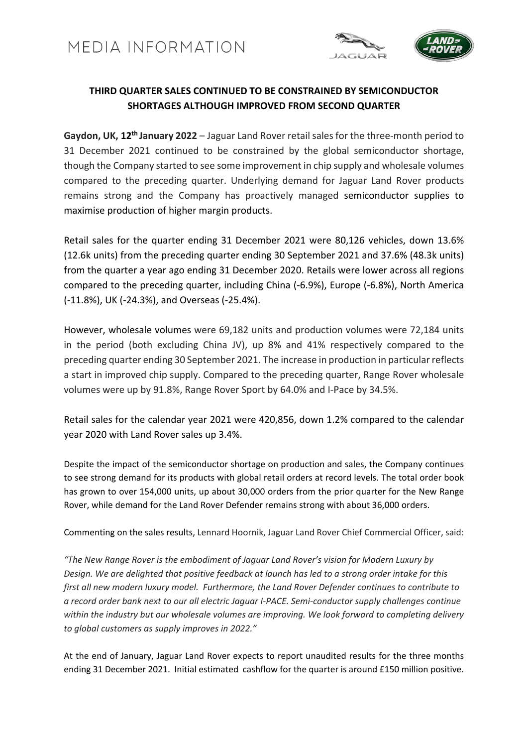MEDIA INFORMATION

## THIRD QUARTER SALES CONTINUED TO BE CONSTRAINED BY SEMICONDUCTOR SHORTAGES ALTHOUGH IMPROVED FROM SECOND QUARTER

**Gaydon, UK, 12th January 2022** – Jaguar Land Rover retail sales for the three-month period to 31 December 2021 continued to be constrained by the global semiconductor shortage, though the Company started to see some improvement in chip supply and wholesale volumes compared to the preceding quarter. Underlying demand for Jaguar Land Rover products remains strong and the Company has proactively managed semiconductor supplies to maximise production of higher margin products.

Retail sales for the quarter ending 31 December 2021 were 80,126 vehicles, down 13.6% (12.6k units) from the preceding quarter ending 30 September 2021 and 37.6% (48.3k units) from the quarter a year ago ending 31 December 2020. Retails were lower across all regions compared to the preceding quarter, including China (-6.9%), Europe (-6.8%), North America (-11.8%), UK (-24.3%), and Overseas (-25.4%).

However, wholesale volumes were 69,182 units and production volumes were 72,184 units in the period (both excluding China JV), up 8% and 41% respectively compared to the preceding quarter ending 30 September 2021. The increase in production in particular reflects a start in improved chip supply. Compared to the preceding quarter, Range Rover wholesale volumes were up by 91.8%, Range Rover Sport by 64.0% and I-Pace by 34.5%.

Retail sales for the calendar year 2021 were 420,856, down 1.2% compared to the calendar year 2020 with Land Rover sales up 3.4%.

Despite the impact of the semiconductor shortage on production and sales, the Company continues to see strong demand for its products with global retail orders at record levels. The total order book has grown to over 154,000 units, up about 30,000 orders from the prior quarter for the New Range Rover, while demand for the Land Rover Defender remains strong with about 36,000 orders.

Commenting on the sales results, Lennard Hoornik, Jaguar Land Rover Chief Commercial Officer, said:

*"The New Range Rover is the embodiment of Jaguar Land Rover's vision for Modern Luxury by Design. We are delighted that positive feedback at launch has led to a strong order intake for this first all new modern luxury model. Furthermore, the Land Rover Defender continues to contribute to a record order bank next to our all electric Jaguar I-PACE. Semi-conductor supply challenges continue within the industry but our wholesale volumes are improving. We look forward to completing delivery to global customers as supply improves in 2022."*

At the end of January, Jaguar Land Rover expects to report unaudited results for the three months ending 31 December 2021. Initial estimated cashflow for the quarter is around £150 million positive.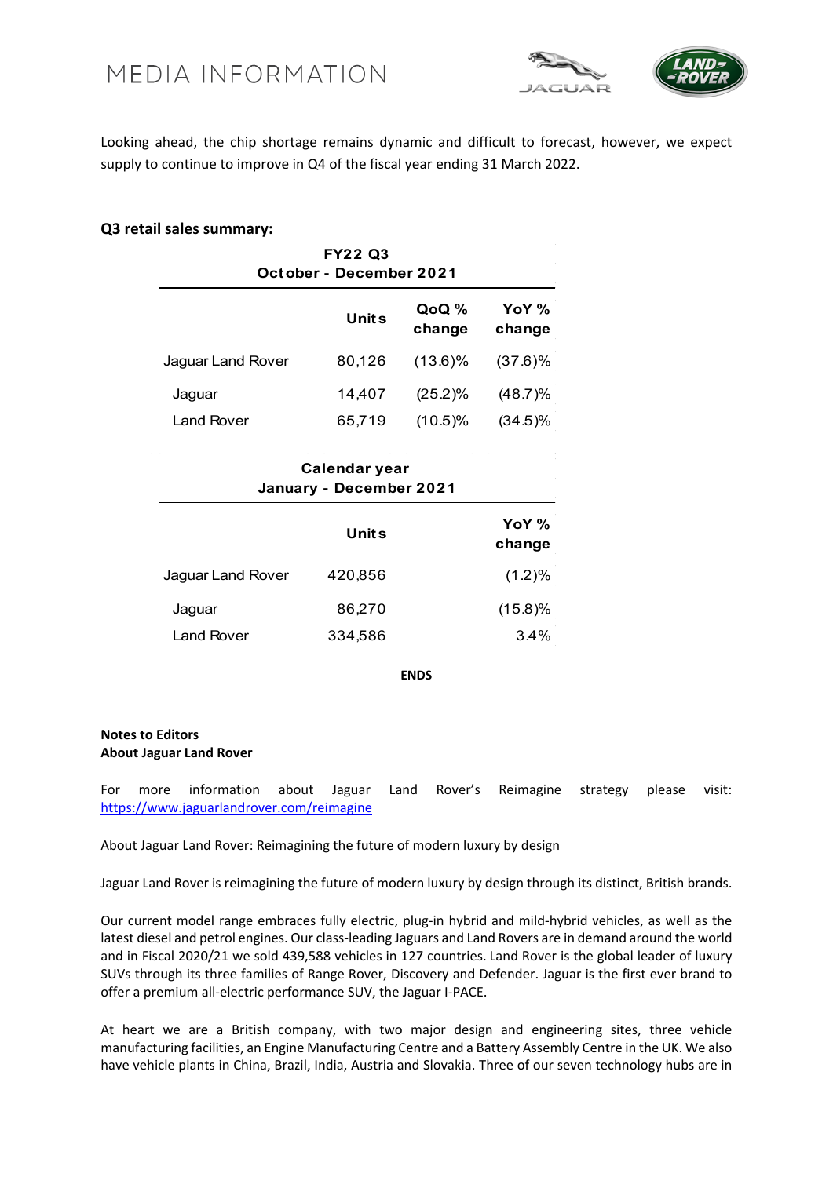Looking ahead, the chip shortage remains dynamic and difficult to forecast, however, we expect supply to continue to improve in Q4 of the fiscal year ending 31 March 2022.

## Q3 retail sales summary:

**FY22 Q3**
**October - December 2021**

| | Units | QoQ % change | YoY % change |
|---|---|---|---|
| Jaguar Land Rover | 80,126 | (13.6)% | (37.6)% |
| Jaguar | 14,407 | (25.2)% | (48.7)% |
| Land Rover | 65,719 | (10.5)% | (34.5)% |

**Calendar year**
**January - December 2021**

| | Units | YoY % change |
|---|---|---|
| Jaguar Land Rover | 420,856 | (1.2)% |
| Jaguar | 86,270 | (15.8)% |
| Land Rover | 334,586 | 3.4% |

**ENDS**

**Notes to Editors**
**About Jaguar Land Rover**

For more information about Jaguar Land Rover's Reimagine strategy please visit: https://www.jaguarlandrover.com/reimagine

About Jaguar Land Rover: Reimagining the future of modern luxury by design

Jaguar Land Rover is reimagining the future of modern luxury by design through its distinct, British brands.

Our current model range embraces fully electric, plug-in hybrid and mild-hybrid vehicles, as well as the latest diesel and petrol engines. Our class-leading Jaguars and Land Rovers are in demand around the world and in Fiscal 2020/21 we sold 439,588 vehicles in 127 countries. Land Rover is the global leader of luxury SUVs through its three families of Range Rover, Discovery and Defender. Jaguar is the first ever brand to offer a premium all-electric performance SUV, the Jaguar I-PACE.

At heart we are a British company, with two major design and engineering sites, three vehicle manufacturing facilities, an Engine Manufacturing Centre and a Battery Assembly Centre in the UK. We also have vehicle plants in China, Brazil, India, Austria and Slovakia. Three of our seven technology hubs are in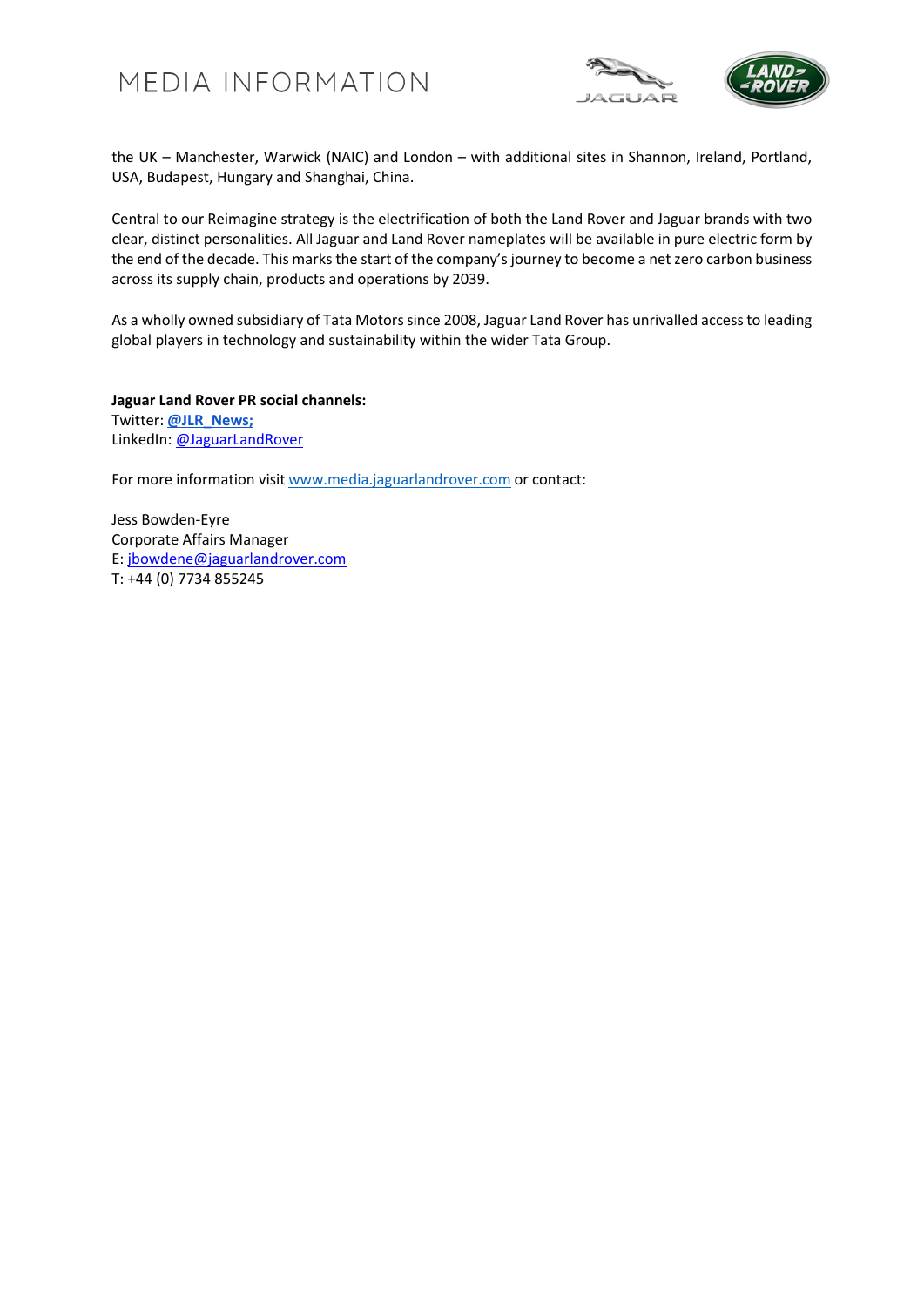the UK – Manchester, Warwick (NAIC) and London – with additional sites in Shannon, Ireland, Portland, USA, Budapest, Hungary and Shanghai, China.

Central to our Reimagine strategy is the electrification of both the Land Rover and Jaguar brands with two clear, distinct personalities. All Jaguar and Land Rover nameplates will be available in pure electric form by the end of the decade. This marks the start of the company's journey to become a net zero carbon business across its supply chain, products and operations by 2039.

As a wholly owned subsidiary of Tata Motors since 2008, Jaguar Land Rover has unrivalled access to leading global players in technology and sustainability within the wider Tata Group.

**Jaguar Land Rover PR social channels:**
Twitter: **@JLR_News;**
LinkedIn: @JaguarLandRover

For more information visit www.media.jaguarlandrover.com or contact:

Jess Bowden-Eyre
Corporate Affairs Manager
E: jbowdene@jaguarlandrover.com
T: +44 (0) 7734 855245